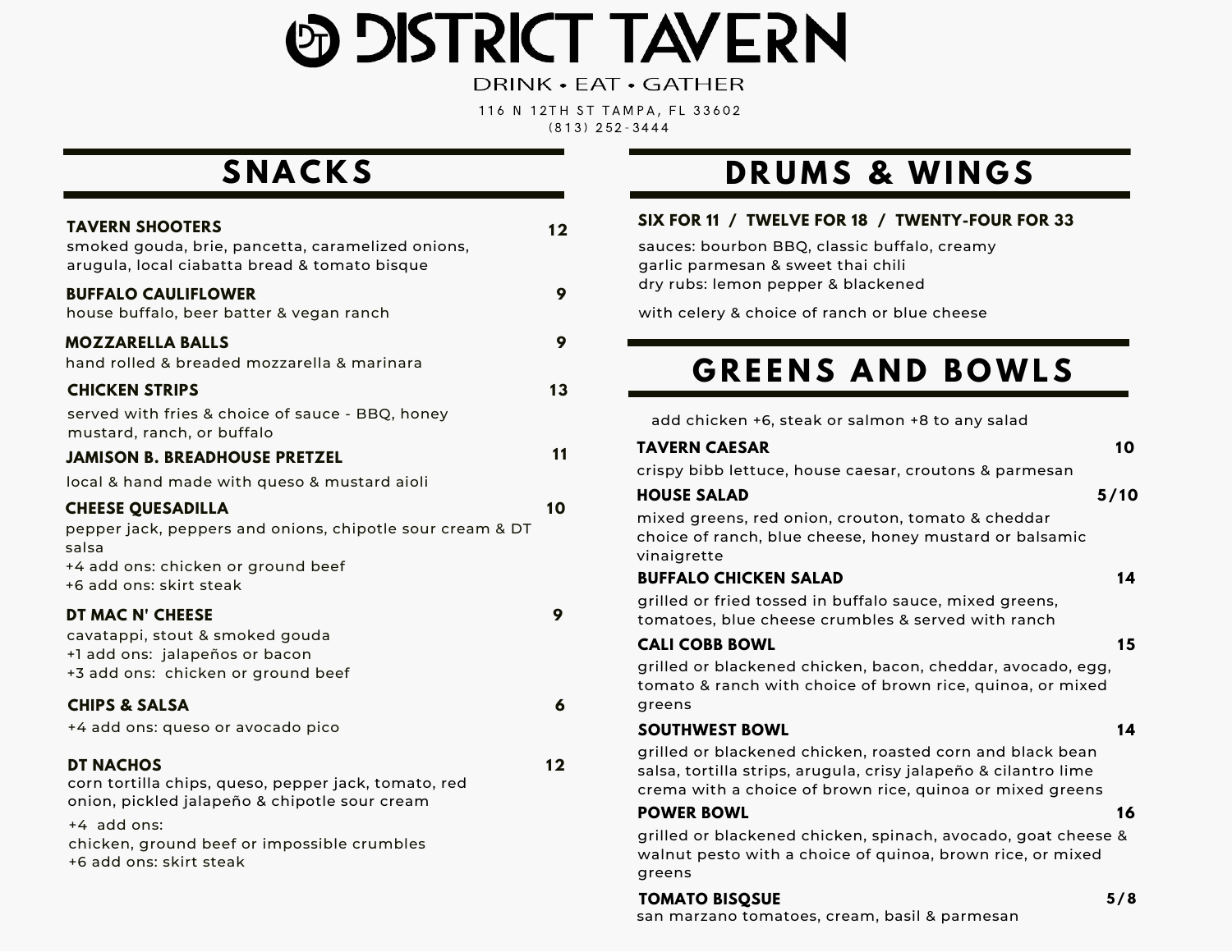# DISTRICT TAVERN

DRINK • EAT • GATHER

116 N 12TH ST TAMPA, FL 33602
(813) 252-3444

## SNACKS

**TAVERN SHOOTERS** 12
smoked gouda, brie, pancetta, caramelized onions, arugula, local ciabatta bread & tomato bisque

**BUFFALO CAULIFLOWER** 9
house buffalo, beer batter & vegan ranch

**MOZZARELLA BALLS** 9
hand rolled & breaded mozzarella & marinara

**CHICKEN STRIPS** 13
served with fries & choice of sauce - BBQ, honey mustard, ranch, or buffalo

**JAMISON B. BREADHOUSE PRETZEL** 11
local & hand made with queso & mustard aioli

**CHEESE QUESADILLA** 10
pepper jack, peppers and onions, chipotle sour cream & DT salsa
+4 add ons: chicken or ground beef
+6 add ons: skirt steak

**DT MAC N' CHEESE** 9
cavatappi, stout & smoked gouda
+1 add ons: jalapeños or bacon
+3 add ons: chicken or ground beef

**CHIPS & SALSA** 6
+4 add ons: queso or avocado pico

**DT NACHOS** 12
corn tortilla chips, queso, pepper jack, tomato, red onion, pickled jalapeño & chipotle sour cream
+4 add ons:
chicken, ground beef or impossible crumbles
+6 add ons: skirt steak

## DRUMS & WINGS

**SIX FOR 11 / TWELVE FOR 18 / TWENTY-FOUR FOR 33**

sauces: bourbon BBQ, classic buffalo, creamy garlic parmesan & sweet thai chili
dry rubs: lemon pepper & blackened

with celery & choice of ranch or blue cheese

## GREENS AND BOWLS

add chicken +6, steak or salmon +8 to any salad

**TAVERN CAESAR** 10
crispy bibb lettuce, house caesar, croutons & parmesan

**HOUSE SALAD** 5/10
mixed greens, red onion, crouton, tomato & cheddar
choice of ranch, blue cheese, honey mustard or balsamic vinaigrette

**BUFFALO CHICKEN SALAD** 14
grilled or fried tossed in buffalo sauce, mixed greens, tomatoes, blue cheese crumbles & served with ranch

**CALI COBB BOWL** 15
grilled or blackened chicken, bacon, cheddar, avocado, egg, tomato & ranch with choice of brown rice, quinoa, or mixed greens

**SOUTHWEST BOWL** 14
grilled or blackened chicken, roasted corn and black bean salsa, tortilla strips, arugula, crisy jalapeño & cilantro lime crema with a choice of brown rice, quinoa or mixed greens

**POWER BOWL** 16
grilled or blackened chicken, spinach, avocado, goat cheese & walnut pesto with a choice of quinoa, brown rice, or mixed greens

**TOMATO BISQSUE** 5/8
san marzano tomatoes, cream, basil & parmesan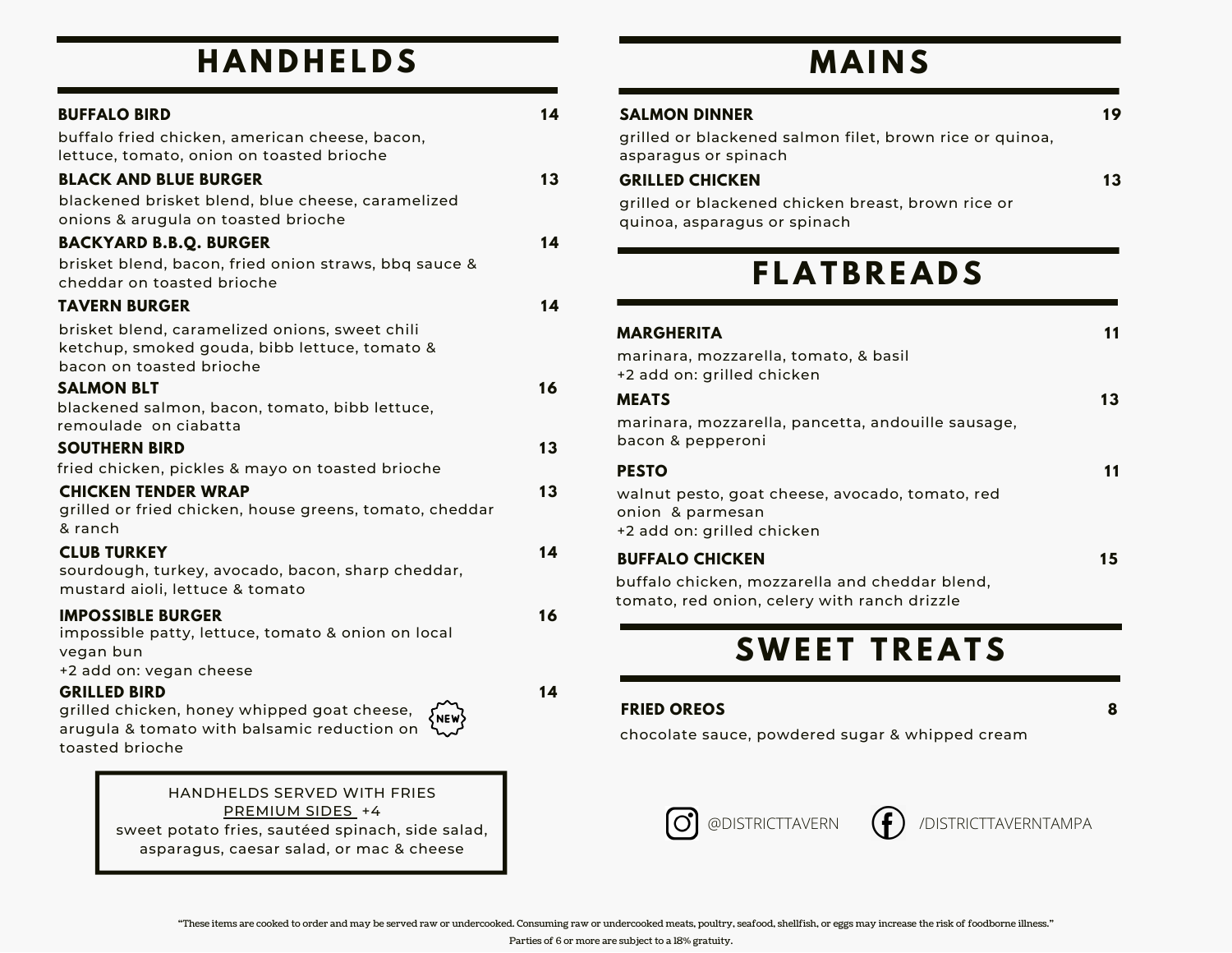# HANDHELDS

**BUFFALO BIRD** **14**

buffalo fried chicken, american cheese, bacon, lettuce, tomato, onion on toasted brioche

**BLACK AND BLUE BURGER** **13**

blackened brisket blend, blue cheese, caramelized onions & arugula on toasted brioche

**BACKYARD B.B.Q. BURGER** **14**

brisket blend, bacon, fried onion straws, bbq sauce & cheddar on toasted brioche

**TAVERN BURGER** **14**

brisket blend, caramelized onions, sweet chili ketchup, smoked gouda, bibb lettuce, tomato & bacon on toasted brioche

**SALMON BLT** **16**

blackened salmon, bacon, tomato, bibb lettuce, remoulade on ciabatta

**SOUTHERN BIRD** **13**

fried chicken, pickles & mayo on toasted brioche

**CHICKEN TENDER WRAP** **13**

grilled or fried chicken, house greens, tomato, cheddar & ranch

**CLUB TURKEY** **14**

sourdough, turkey, avocado, bacon, sharp cheddar, mustard aioli, lettuce & tomato

**IMPOSSIBLE BURGER** **16**

impossible patty, lettuce, tomato & onion on local vegan bun
+2 add on: vegan cheese

**GRILLED BIRD** **14** NEW

grilled chicken, honey whipped goat cheese, arugula & tomato with balsamic reduction on toasted brioche

HANDHELDS SERVED WITH FRIES
PREMIUM SIDES +4
sweet potato fries, sautéed spinach, side salad, asparagus, caesar salad, or mac & cheese

# MAINS

**SALMON DINNER** **19**

grilled or blackened salmon filet, brown rice or quinoa, asparagus or spinach

**GRILLED CHICKEN** **13**

grilled or blackened chicken breast, brown rice or quinoa, asparagus or spinach

# FLATBREADS

**MARGHERITA** **11**

marinara, mozzarella, tomato, & basil
+2 add on: grilled chicken

**MEATS** **13**

marinara, mozzarella, pancetta, andouille sausage, bacon & pepperoni

**PESTO** **11**

walnut pesto, goat cheese, avocado, tomato, red onion & parmesan
+2 add on: grilled chicken

**BUFFALO CHICKEN** **15**

buffalo chicken, mozzarella and cheddar blend, tomato, red onion, celery with ranch drizzle

# SWEET TREATS

**FRIED OREOS** **8**

chocolate sauce, powdered sugar & whipped cream

@DISTRICTTAVERN /DISTRICTTAVERNTAMPA

"These items are cooked to order and may be served raw or undercooked. Consuming raw or undercooked meats, poultry, seafood, shellfish, or eggs may increase the risk of foodborne illness."

Parties of 6 or more are subject to a 18% gratuity.